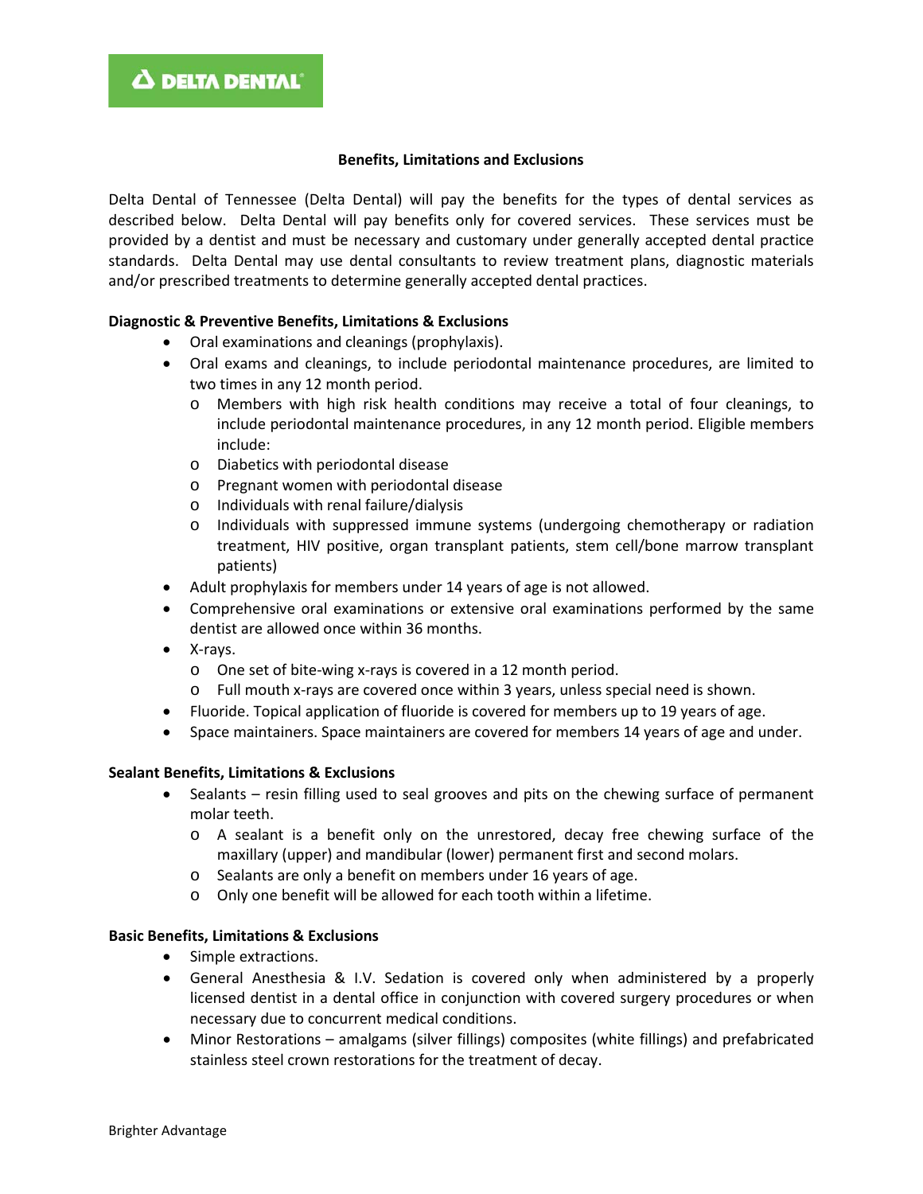## Benefits, Limitations and Exclusions

Delta Dental of Tennessee (Delta Dental) will pay the benefits for the types of dental services as described below. Delta Dental will pay benefits only for covered services. These services must be provided by a dentist and must be necessary and customary under generally accepted dental practice standards. Delta Dental may use dental consultants to review treatment plans, diagnostic materials and/or prescribed treatments to determine generally accepted dental practices.

### Diagnostic & Preventive Benefits, Limitations & Exclusions

- Oral examinations and cleanings (prophylaxis).
- Oral exams and cleanings, to include periodontal maintenance procedures, are limited to two times in any 12 month period.
  - Members with high risk health conditions may receive a total of four cleanings, to include periodontal maintenance procedures, in any 12 month period. Eligible members include:
  - Diabetics with periodontal disease
  - Pregnant women with periodontal disease
  - Individuals with renal failure/dialysis
  - Individuals with suppressed immune systems (undergoing chemotherapy or radiation treatment, HIV positive, organ transplant patients, stem cell/bone marrow transplant patients)
- Adult prophylaxis for members under 14 years of age is not allowed.
- Comprehensive oral examinations or extensive oral examinations performed by the same dentist are allowed once within 36 months.
- X-rays.
  - One set of bite-wing x-rays is covered in a 12 month period.
  - Full mouth x-rays are covered once within 3 years, unless special need is shown.
- Fluoride. Topical application of fluoride is covered for members up to 19 years of age.
- Space maintainers. Space maintainers are covered for members 14 years of age and under.

### Sealant Benefits, Limitations & Exclusions

- Sealants – resin filling used to seal grooves and pits on the chewing surface of permanent molar teeth.
  - A sealant is a benefit only on the unrestored, decay free chewing surface of the maxillary (upper) and mandibular (lower) permanent first and second molars.
  - Sealants are only a benefit on members under 16 years of age.
  - Only one benefit will be allowed for each tooth within a lifetime.

### Basic Benefits, Limitations & Exclusions

- Simple extractions.
- General Anesthesia & I.V. Sedation is covered only when administered by a properly licensed dentist in a dental office in conjunction with covered surgery procedures or when necessary due to concurrent medical conditions.
- Minor Restorations – amalgams (silver fillings) composites (white fillings) and prefabricated stainless steel crown restorations for the treatment of decay.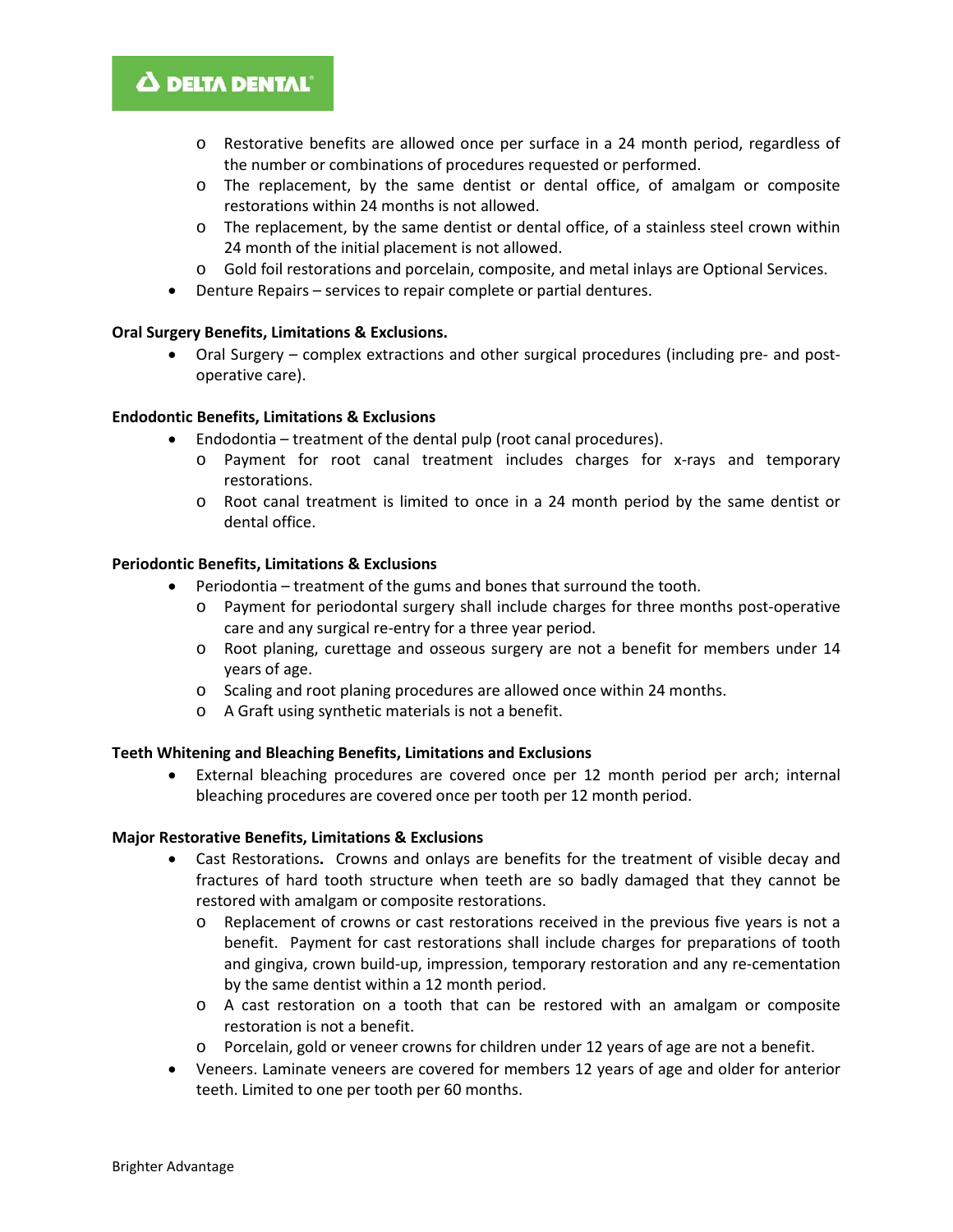- Restorative benefits are allowed once per surface in a 24 month period, regardless of the number or combinations of procedures requested or performed.
    - The replacement, by the same dentist or dental office, of amalgam or composite restorations within 24 months is not allowed.
    - The replacement, by the same dentist or dental office, of a stainless steel crown within 24 month of the initial placement is not allowed.
    - Gold foil restorations and porcelain, composite, and metal inlays are Optional Services.
- Denture Repairs – services to repair complete or partial dentures.

**Oral Surgery Benefits, Limitations & Exclusions.**

- Oral Surgery – complex extractions and other surgical procedures (including pre- and post-operative care).

**Endodontic Benefits, Limitations & Exclusions**

- Endodontia – treatment of the dental pulp (root canal procedures).
    - Payment for root canal treatment includes charges for x-rays and temporary restorations.
    - Root canal treatment is limited to once in a 24 month period by the same dentist or dental office.

**Periodontic Benefits, Limitations & Exclusions**

- Periodontia – treatment of the gums and bones that surround the tooth.
    - Payment for periodontal surgery shall include charges for three months post-operative care and any surgical re-entry for a three year period.
    - Root planing, curettage and osseous surgery are not a benefit for members under 14 years of age.
    - Scaling and root planing procedures are allowed once within 24 months.
    - A Graft using synthetic materials is not a benefit.

**Teeth Whitening and Bleaching Benefits, Limitations and Exclusions**

- External bleaching procedures are covered once per 12 month period per arch; internal bleaching procedures are covered once per tooth per 12 month period.

**Major Restorative Benefits, Limitations & Exclusions**

- Cast Restorations**.** Crowns and onlays are benefits for the treatment of visible decay and fractures of hard tooth structure when teeth are so badly damaged that they cannot be restored with amalgam or composite restorations.
    - Replacement of crowns or cast restorations received in the previous five years is not a benefit. Payment for cast restorations shall include charges for preparations of tooth and gingiva, crown build-up, impression, temporary restoration and any re-cementation by the same dentist within a 12 month period.
    - A cast restoration on a tooth that can be restored with an amalgam or composite restoration is not a benefit.
    - Porcelain, gold or veneer crowns for children under 12 years of age are not a benefit.
- Veneers. Laminate veneers are covered for members 12 years of age and older for anterior teeth. Limited to one per tooth per 60 months.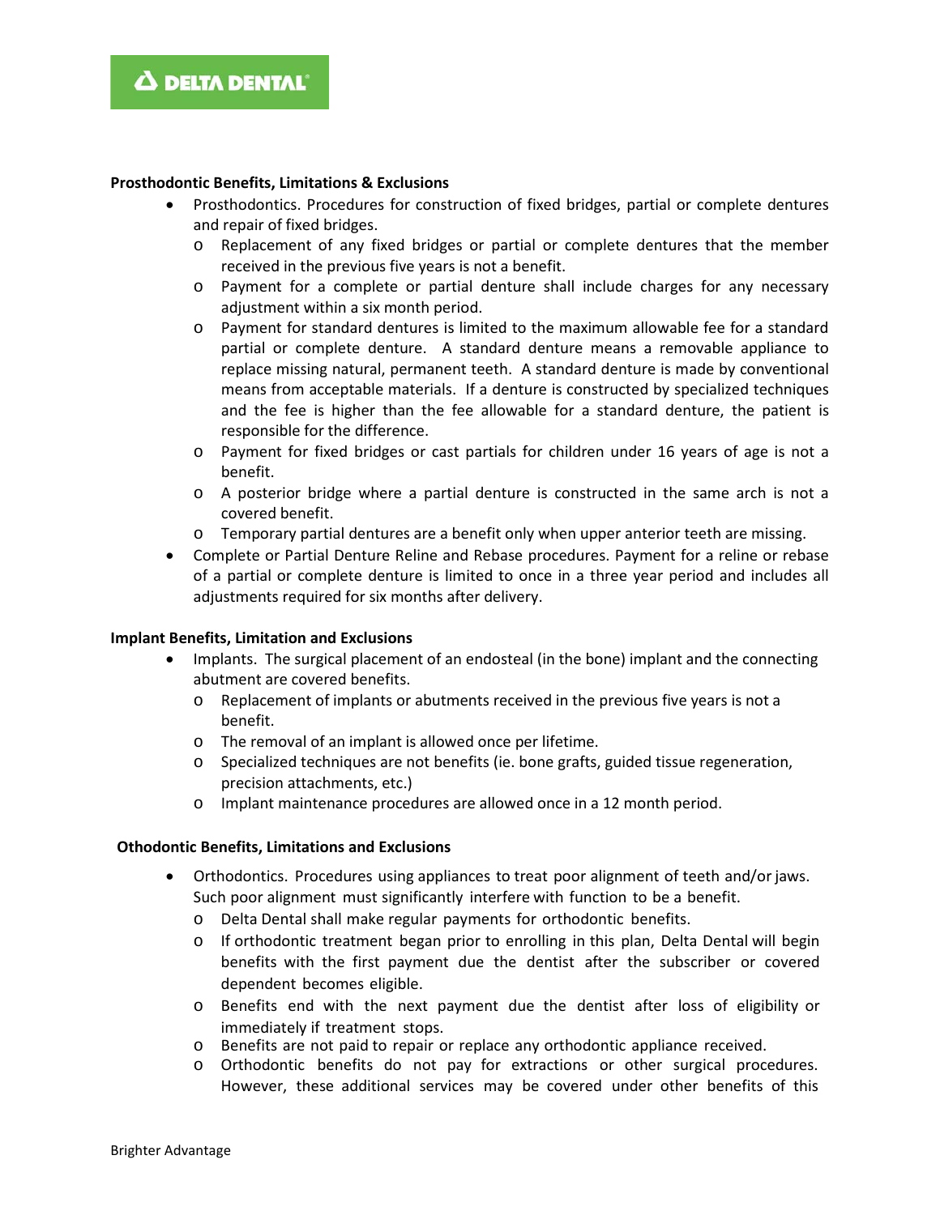**Prosthodontic Benefits, Limitations & Exclusions**

- Prosthodontics. Procedures for construction of fixed bridges, partial or complete dentures and repair of fixed bridges.
  - Replacement of any fixed bridges or partial or complete dentures that the member received in the previous five years is not a benefit.
  - Payment for a complete or partial denture shall include charges for any necessary adjustment within a six month period.
  - Payment for standard dentures is limited to the maximum allowable fee for a standard partial or complete denture. A standard denture means a removable appliance to replace missing natural, permanent teeth. A standard denture is made by conventional means from acceptable materials. If a denture is constructed by specialized techniques and the fee is higher than the fee allowable for a standard denture, the patient is responsible for the difference.
  - Payment for fixed bridges or cast partials for children under 16 years of age is not a benefit.
  - A posterior bridge where a partial denture is constructed in the same arch is not a covered benefit.
  - Temporary partial dentures are a benefit only when upper anterior teeth are missing.
- Complete or Partial Denture Reline and Rebase procedures. Payment for a reline or rebase of a partial or complete denture is limited to once in a three year period and includes all adjustments required for six months after delivery.

**Implant Benefits, Limitation and Exclusions**

- Implants. The surgical placement of an endosteal (in the bone) implant and the connecting abutment are covered benefits.
  - Replacement of implants or abutments received in the previous five years is not a benefit.
  - The removal of an implant is allowed once per lifetime.
  - Specialized techniques are not benefits (ie. bone grafts, guided tissue regeneration, precision attachments, etc.)
  - Implant maintenance procedures are allowed once in a 12 month period.

**Othodontic Benefits, Limitations and Exclusions**

- Orthodontics. Procedures using appliances to treat poor alignment of teeth and/or jaws. Such poor alignment must significantly interfere with function to be a benefit.
  - Delta Dental shall make regular payments for orthodontic benefits.
  - If orthodontic treatment began prior to enrolling in this plan, Delta Dental will begin benefits with the first payment due the dentist after the subscriber or covered dependent becomes eligible.
  - Benefits end with the next payment due the dentist after loss of eligibility or immediately if treatment stops.
  - Benefits are not paid to repair or replace any orthodontic appliance received.
  - Orthodontic benefits do not pay for extractions or other surgical procedures. However, these additional services may be covered under other benefits of this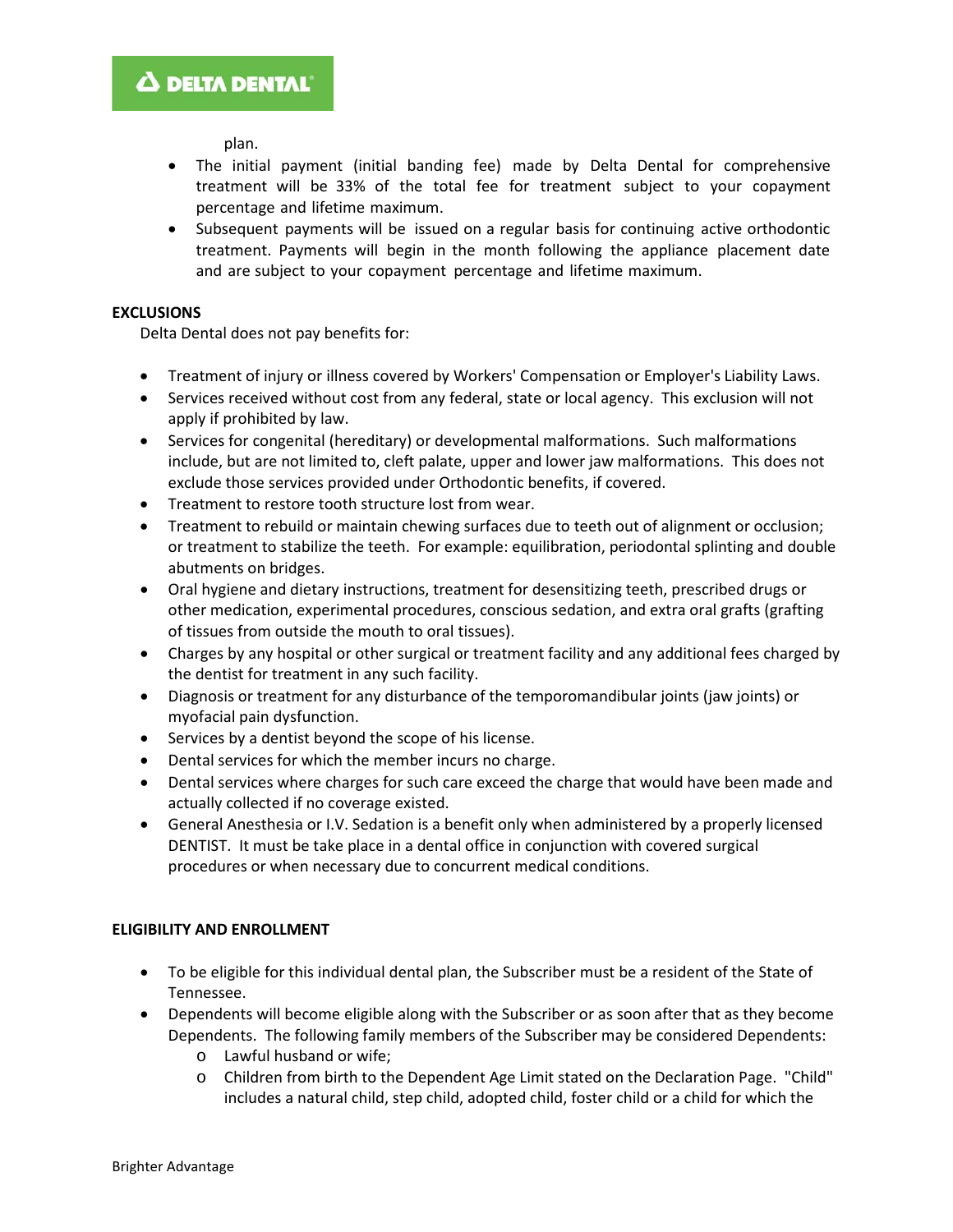plan.

- The initial payment (initial banding fee) made by Delta Dental for comprehensive treatment will be 33% of the total fee for treatment subject to your copayment percentage and lifetime maximum.
- Subsequent payments will be issued on a regular basis for continuing active orthodontic treatment. Payments will begin in the month following the appliance placement date and are subject to your copayment percentage and lifetime maximum.

**EXCLUSIONS**

Delta Dental does not pay benefits for:

- Treatment of injury or illness covered by Workers' Compensation or Employer's Liability Laws.
- Services received without cost from any federal, state or local agency. This exclusion will not apply if prohibited by law.
- Services for congenital (hereditary) or developmental malformations. Such malformations include, but are not limited to, cleft palate, upper and lower jaw malformations. This does not exclude those services provided under Orthodontic benefits, if covered.
- Treatment to restore tooth structure lost from wear.
- Treatment to rebuild or maintain chewing surfaces due to teeth out of alignment or occlusion; or treatment to stabilize the teeth. For example: equilibration, periodontal splinting and double abutments on bridges.
- Oral hygiene and dietary instructions, treatment for desensitizing teeth, prescribed drugs or other medication, experimental procedures, conscious sedation, and extra oral grafts (grafting of tissues from outside the mouth to oral tissues).
- Charges by any hospital or other surgical or treatment facility and any additional fees charged by the dentist for treatment in any such facility.
- Diagnosis or treatment for any disturbance of the temporomandibular joints (jaw joints) or myofacial pain dysfunction.
- Services by a dentist beyond the scope of his license.
- Dental services for which the member incurs no charge.
- Dental services where charges for such care exceed the charge that would have been made and actually collected if no coverage existed.
- General Anesthesia or I.V. Sedation is a benefit only when administered by a properly licensed DENTIST. It must be take place in a dental office in conjunction with covered surgical procedures or when necessary due to concurrent medical conditions.

**ELIGIBILITY AND ENROLLMENT**

- To be eligible for this individual dental plan, the Subscriber must be a resident of the State of Tennessee.
- Dependents will become eligible along with the Subscriber or as soon after that as they become Dependents. The following family members of the Subscriber may be considered Dependents:
  - Lawful husband or wife;
  - Children from birth to the Dependent Age Limit stated on the Declaration Page. "Child" includes a natural child, step child, adopted child, foster child or a child for which the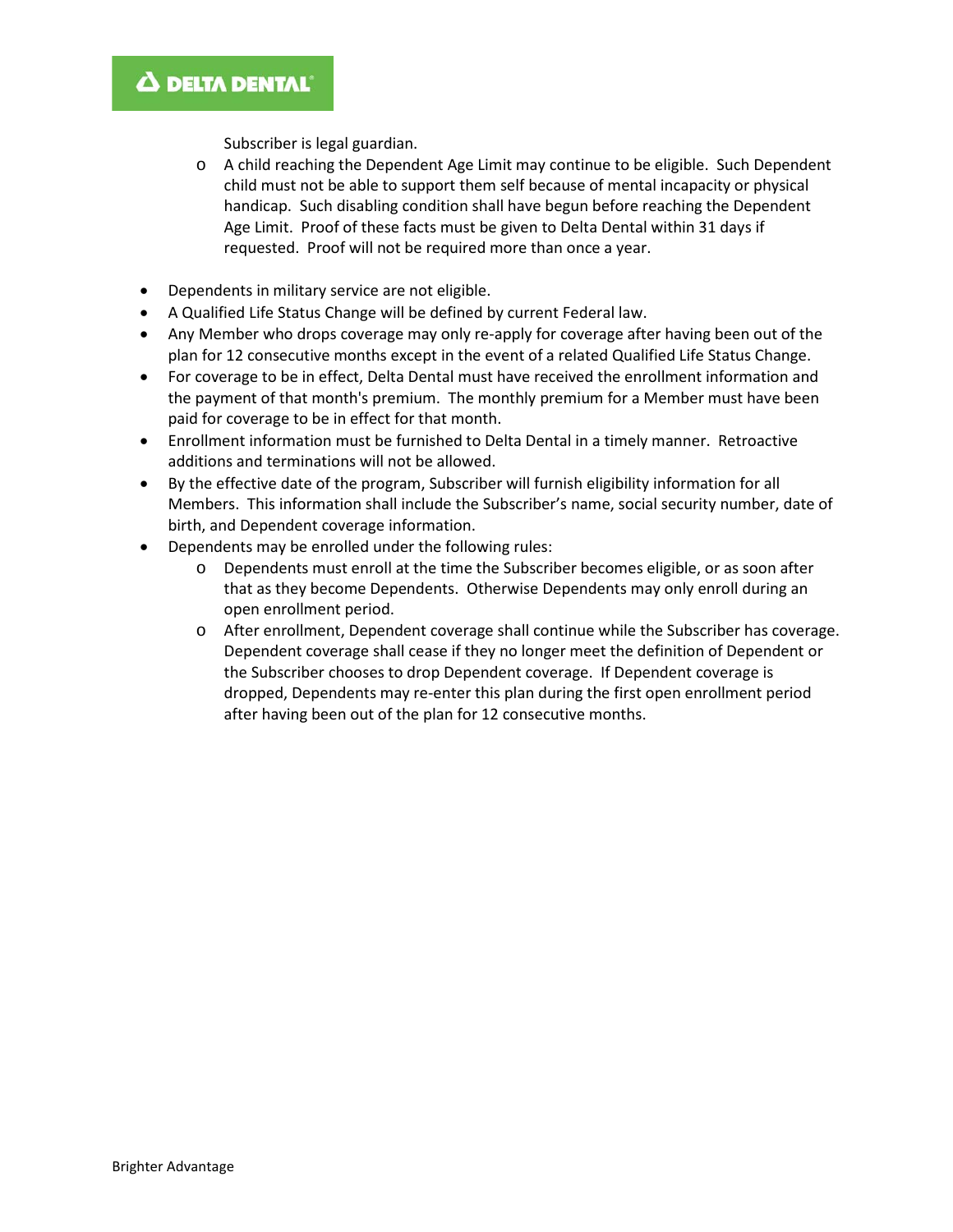Subscriber is legal guardian.

- A child reaching the Dependent Age Limit may continue to be eligible. Such Dependent child must not be able to support them self because of mental incapacity or physical handicap. Such disabling condition shall have begun before reaching the Dependent Age Limit. Proof of these facts must be given to Delta Dental within 31 days if requested. Proof will not be required more than once a year.

- Dependents in military service are not eligible.
- A Qualified Life Status Change will be defined by current Federal law.
- Any Member who drops coverage may only re-apply for coverage after having been out of the plan for 12 consecutive months except in the event of a related Qualified Life Status Change.
- For coverage to be in effect, Delta Dental must have received the enrollment information and the payment of that month's premium. The monthly premium for a Member must have been paid for coverage to be in effect for that month.
- Enrollment information must be furnished to Delta Dental in a timely manner. Retroactive additions and terminations will not be allowed.
- By the effective date of the program, Subscriber will furnish eligibility information for all Members. This information shall include the Subscriber's name, social security number, date of birth, and Dependent coverage information.
- Dependents may be enrolled under the following rules:
  - Dependents must enroll at the time the Subscriber becomes eligible, or as soon after that as they become Dependents. Otherwise Dependents may only enroll during an open enrollment period.
  - After enrollment, Dependent coverage shall continue while the Subscriber has coverage. Dependent coverage shall cease if they no longer meet the definition of Dependent or the Subscriber chooses to drop Dependent coverage. If Dependent coverage is dropped, Dependents may re-enter this plan during the first open enrollment period after having been out of the plan for 12 consecutive months.